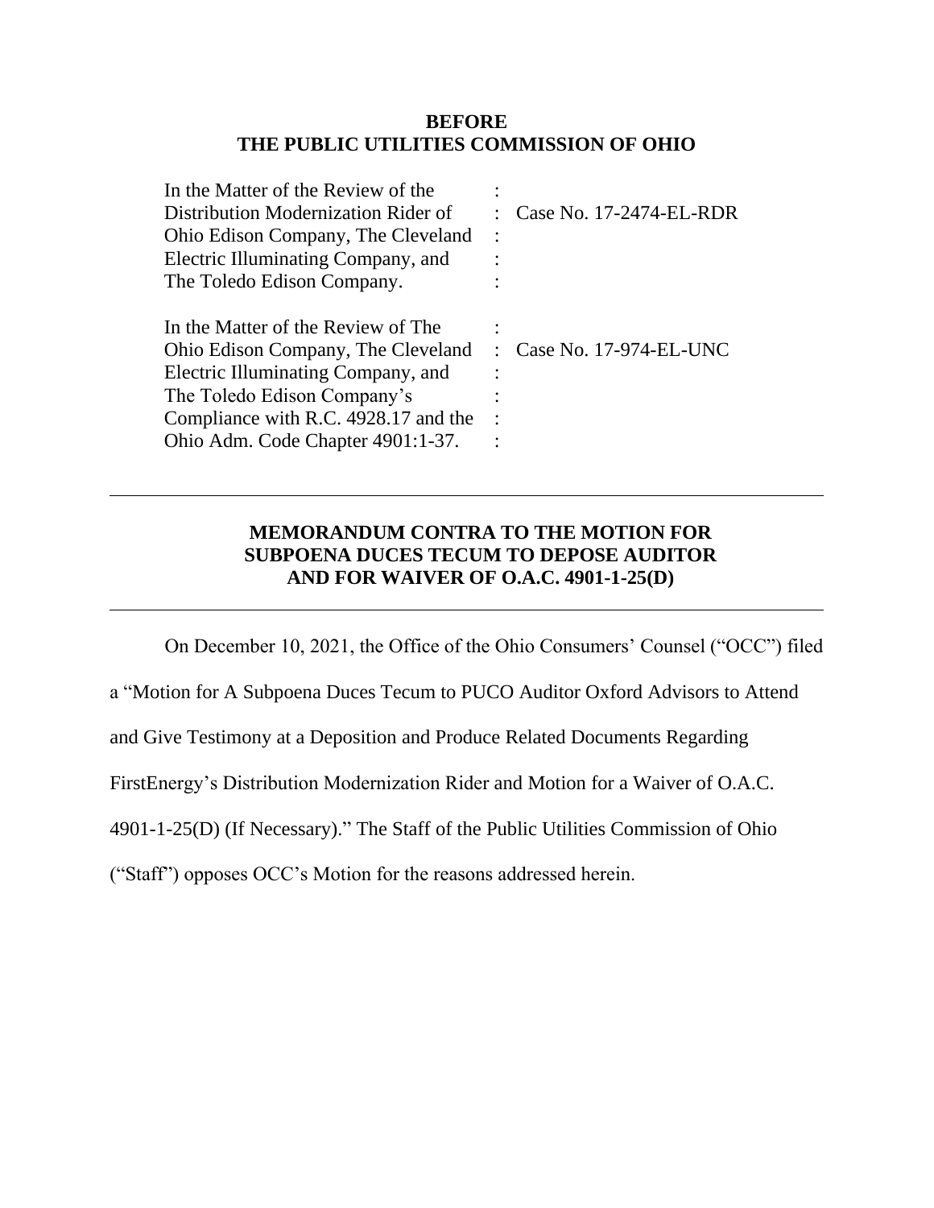**BEFORE**
**THE PUBLIC UTILITIES COMMISSION OF OHIO**

| | | |
|---|---|---|
| In the Matter of the Review of the Distribution Modernization Rider of Ohio Edison Company, The Cleveland Electric Illuminating Company, and The Toledo Edison Company. | : | Case No. 17-2474-EL-RDR |
| In the Matter of the Review of The Ohio Edison Company, The Cleveland Electric Illuminating Company, and The Toledo Edison Company's Compliance with R.C. 4928.17 and the Ohio Adm. Code Chapter 4901:1-37. | : | Case No. 17-974-EL-UNC |

---

**MEMORANDUM CONTRA TO THE MOTION FOR SUBPOENA DUCES TECUM TO DEPOSE AUDITOR AND FOR WAIVER OF O.A.C. 4901-1-25(D)**

---

On December 10, 2021, the Office of the Ohio Consumers' Counsel ("OCC") filed a "Motion for A Subpoena Duces Tecum to PUCO Auditor Oxford Advisors to Attend and Give Testimony at a Deposition and Produce Related Documents Regarding FirstEnergy's Distribution Modernization Rider and Motion for a Waiver of O.A.C. 4901-1-25(D) (If Necessary)." The Staff of the Public Utilities Commission of Ohio ("Staff") opposes OCC's Motion for the reasons addressed herein.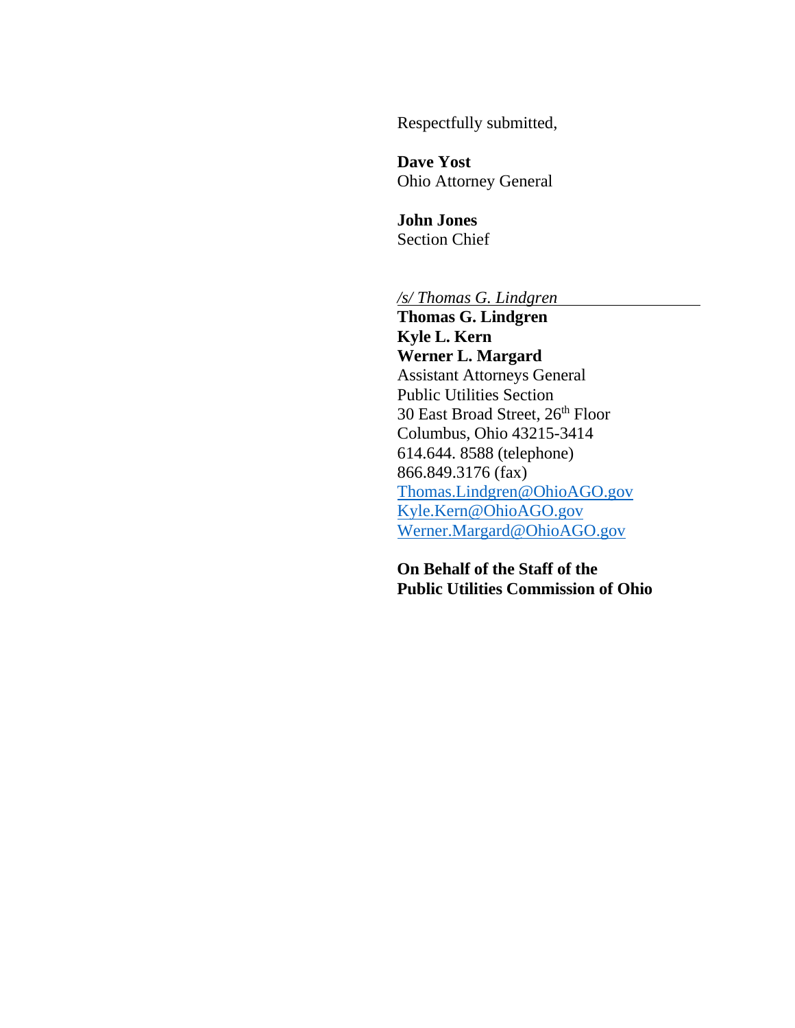Respectfully submitted,

**Dave Yost**
Ohio Attorney General

**John Jones**
Section Chief

*/s/ Thomas G. Lindgren*

**Thomas G. Lindgren**
**Kyle L. Kern**
**Werner L. Margard**
Assistant Attorneys General
Public Utilities Section
30 East Broad Street, 26th Floor
Columbus, Ohio 43215-3414
614.644. 8588 (telephone)
866.849.3176 (fax)
Thomas.Lindgren@OhioAGO.gov
Kyle.Kern@OhioAGO.gov
Werner.Margard@OhioAGO.gov

**On Behalf of the Staff of the**
**Public Utilities Commission of Ohio**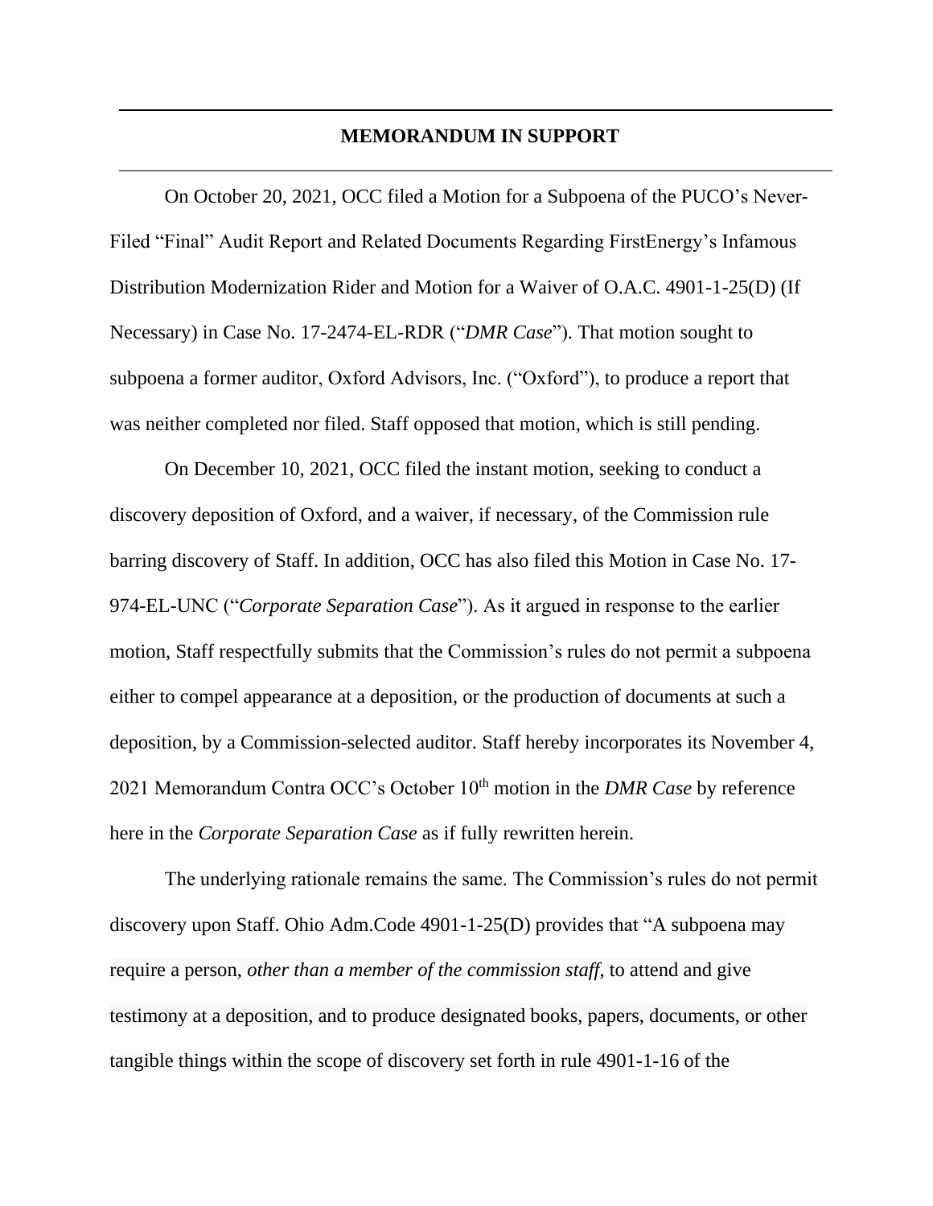## MEMORANDUM IN SUPPORT

On October 20, 2021, OCC filed a Motion for a Subpoena of the PUCO's Never-Filed "Final" Audit Report and Related Documents Regarding FirstEnergy's Infamous Distribution Modernization Rider and Motion for a Waiver of O.A.C. 4901-1-25(D) (If Necessary) in Case No. 17-2474-EL-RDR ("*DMR Case*"). That motion sought to subpoena a former auditor, Oxford Advisors, Inc. ("Oxford"), to produce a report that was neither completed nor filed. Staff opposed that motion, which is still pending.

On December 10, 2021, OCC filed the instant motion, seeking to conduct a discovery deposition of Oxford, and a waiver, if necessary, of the Commission rule barring discovery of Staff. In addition, OCC has also filed this Motion in Case No. 17-974-EL-UNC ("*Corporate Separation Case*"). As it argued in response to the earlier motion, Staff respectfully submits that the Commission's rules do not permit a subpoena either to compel appearance at a deposition, or the production of documents at such a deposition, by a Commission-selected auditor. Staff hereby incorporates its November 4, 2021 Memorandum Contra OCC's October 10th motion in the *DMR Case* by reference here in the *Corporate Separation Case* as if fully rewritten herein.

The underlying rationale remains the same. The Commission's rules do not permit discovery upon Staff. Ohio Adm.Code 4901-1-25(D) provides that "A subpoena may require a person, *other than a member of the commission staff*, to attend and give testimony at a deposition, and to produce designated books, papers, documents, or other tangible things within the scope of discovery set forth in rule 4901-1-16 of the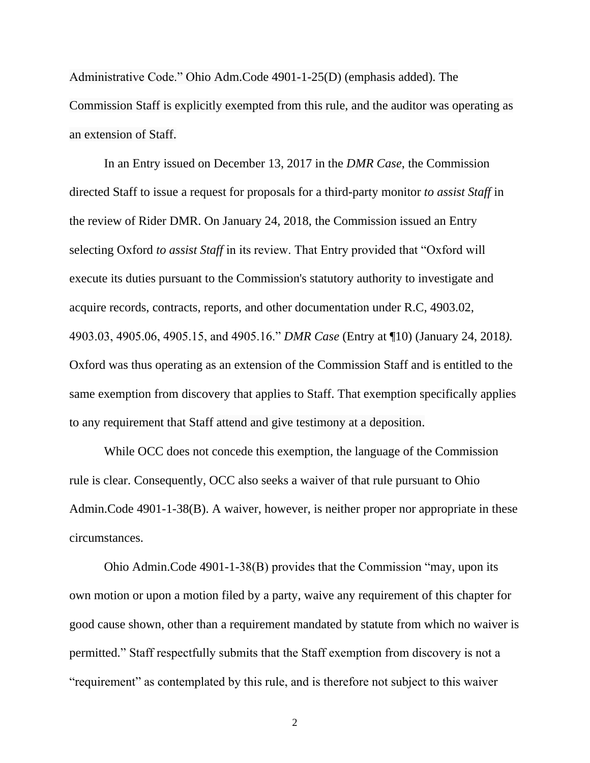Administrative Code." Ohio Adm.Code 4901-1-25(D) (emphasis added). The Commission Staff is explicitly exempted from this rule, and the auditor was operating as an extension of Staff.

In an Entry issued on December 13, 2017 in the *DMR Case*, the Commission directed Staff to issue a request for proposals for a third-party monitor *to assist Staff* in the review of Rider DMR. On January 24, 2018, the Commission issued an Entry selecting Oxford *to assist Staff* in its review. That Entry provided that "Oxford will execute its duties pursuant to the Commission's statutory authority to investigate and acquire records, contracts, reports, and other documentation under R.C, 4903.02, 4903.03, 4905.06, 4905.15, and 4905.16." *DMR Case* (Entry at ¶10) (January 24, 2018*)*. Oxford was thus operating as an extension of the Commission Staff and is entitled to the same exemption from discovery that applies to Staff. That exemption specifically applies to any requirement that Staff attend and give testimony at a deposition.

While OCC does not concede this exemption, the language of the Commission rule is clear. Consequently, OCC also seeks a waiver of that rule pursuant to Ohio Admin.Code 4901-1-38(B). A waiver, however, is neither proper nor appropriate in these circumstances.

Ohio Admin.Code 4901-1-38(B) provides that the Commission "may, upon its own motion or upon a motion filed by a party, waive any requirement of this chapter for good cause shown, other than a requirement mandated by statute from which no waiver is permitted." Staff respectfully submits that the Staff exemption from discovery is not a "requirement" as contemplated by this rule, and is therefore not subject to this waiver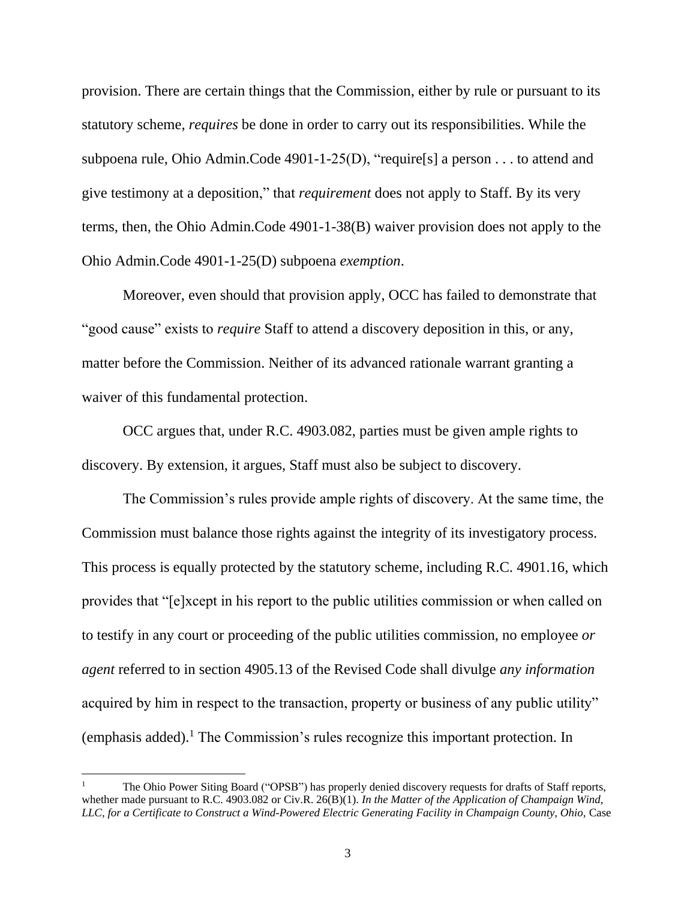provision. There are certain things that the Commission, either by rule or pursuant to its statutory scheme, *requires* be done in order to carry out its responsibilities. While the subpoena rule, Ohio Admin.Code 4901-1-25(D), "require[s] a person . . . to attend and give testimony at a deposition," that *requirement* does not apply to Staff. By its very terms, then, the Ohio Admin.Code 4901-1-38(B) waiver provision does not apply to the Ohio Admin.Code 4901-1-25(D) subpoena *exemption*.

Moreover, even should that provision apply, OCC has failed to demonstrate that "good cause" exists to *require* Staff to attend a discovery deposition in this, or any, matter before the Commission. Neither of its advanced rationale warrant granting a waiver of this fundamental protection.

OCC argues that, under R.C. 4903.082, parties must be given ample rights to discovery. By extension, it argues, Staff must also be subject to discovery.

The Commission's rules provide ample rights of discovery. At the same time, the Commission must balance those rights against the integrity of its investigatory process. This process is equally protected by the statutory scheme, including R.C. 4901.16, which provides that "[e]xcept in his report to the public utilities commission or when called on to testify in any court or proceeding of the public utilities commission, no employee *or agent* referred to in section 4905.13 of the Revised Code shall divulge *any information* acquired by him in respect to the transaction, property or business of any public utility" (emphasis added).[1] The Commission's rules recognize this important protection. In

---

[1] The Ohio Power Siting Board ("OPSB") has properly denied discovery requests for drafts of Staff reports, whether made pursuant to R.C. 4903.082 or Civ.R. 26(B)(1). *In the Matter of the Application of Champaign Wind, LLC, for a Certificate to Construct a Wind-Powered Electric Generating Facility in Champaign County, Ohio*, Case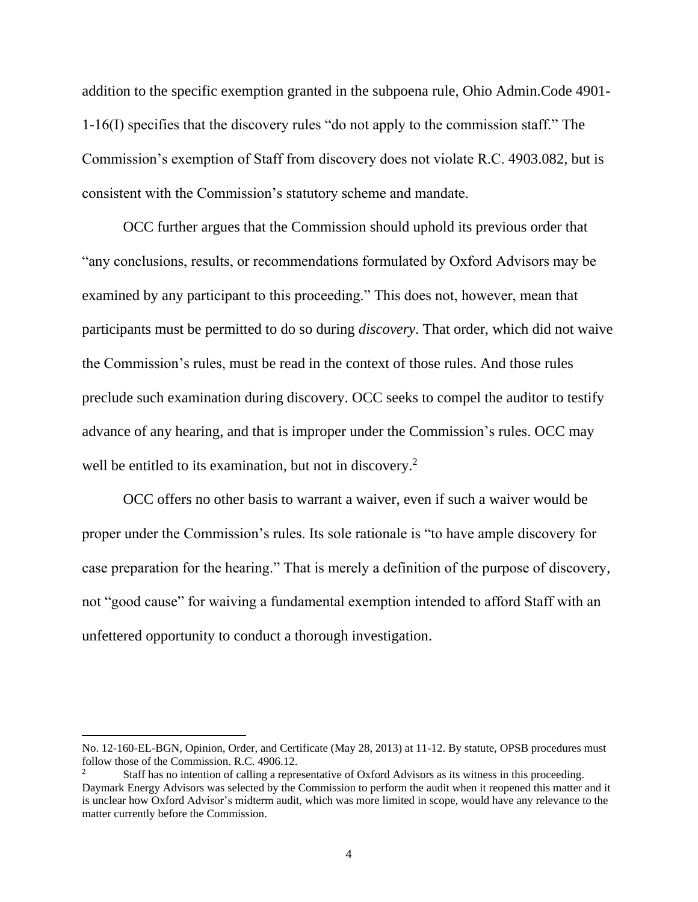addition to the specific exemption granted in the subpoena rule, Ohio Admin.Code 4901-1-16(I) specifies that the discovery rules "do not apply to the commission staff." The Commission's exemption of Staff from discovery does not violate R.C. 4903.082, but is consistent with the Commission's statutory scheme and mandate.

OCC further argues that the Commission should uphold its previous order that "any conclusions, results, or recommendations formulated by Oxford Advisors may be examined by any participant to this proceeding." This does not, however, mean that participants must be permitted to do so during *discovery*. That order, which did not waive the Commission's rules, must be read in the context of those rules. And those rules preclude such examination during discovery. OCC seeks to compel the auditor to testify advance of any hearing, and that is improper under the Commission's rules. OCC may well be entitled to its examination, but not in discovery.[2]

OCC offers no other basis to warrant a waiver, even if such a waiver would be proper under the Commission's rules. Its sole rationale is "to have ample discovery for case preparation for the hearing." That is merely a definition of the purpose of discovery, not "good cause" for waiving a fundamental exemption intended to afford Staff with an unfettered opportunity to conduct a thorough investigation.

---

No. 12-160-EL-BGN, Opinion, Order, and Certificate (May 28, 2013) at 11-12. By statute, OPSB procedures must follow those of the Commission. R.C. 4906.12.

[2] Staff has no intention of calling a representative of Oxford Advisors as its witness in this proceeding. Daymark Energy Advisors was selected by the Commission to perform the audit when it reopened this matter and it is unclear how Oxford Advisor's midterm audit, which was more limited in scope, would have any relevance to the matter currently before the Commission.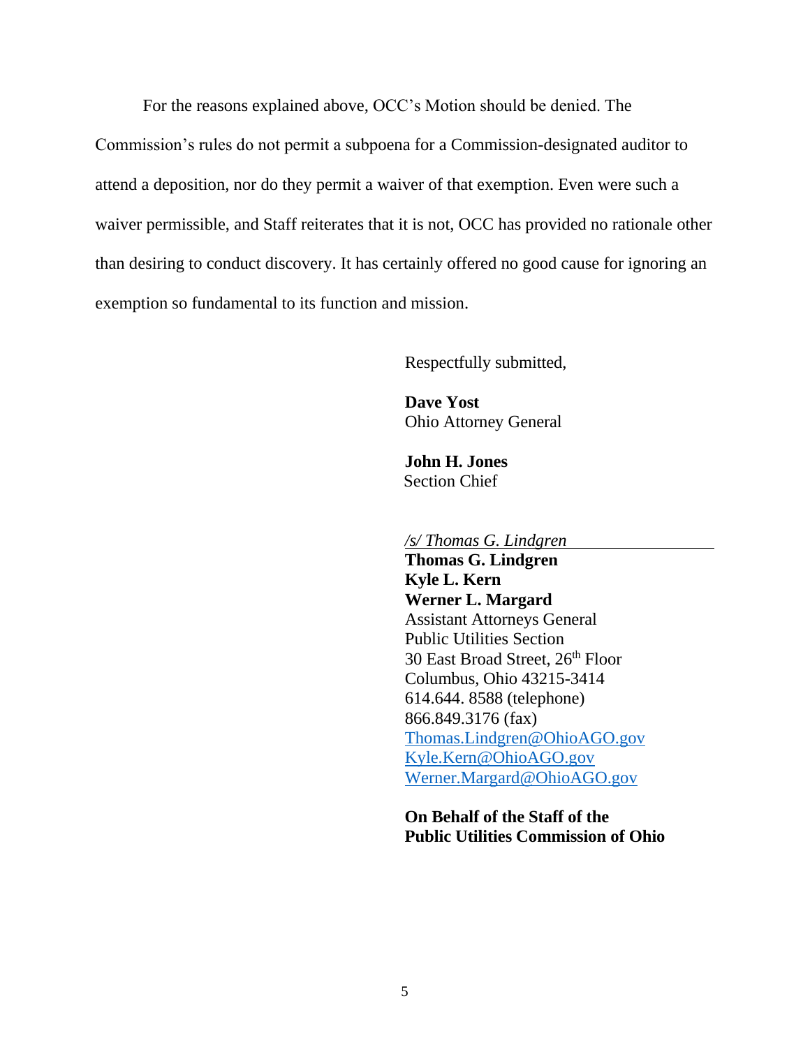For the reasons explained above, OCC's Motion should be denied. The Commission's rules do not permit a subpoena for a Commission-designated auditor to attend a deposition, nor do they permit a waiver of that exemption. Even were such a waiver permissible, and Staff reiterates that it is not, OCC has provided no rationale other than desiring to conduct discovery. It has certainly offered no good cause for ignoring an exemption so fundamental to its function and mission.

Respectfully submitted,

**Dave Yost**
Ohio Attorney General

**John H. Jones**
Section Chief

*/s/ Thomas G. Lindgren*
**Thomas G. Lindgren**
**Kyle L. Kern**
**Werner L. Margard**
Assistant Attorneys General
Public Utilities Section
30 East Broad Street, 26th Floor
Columbus, Ohio 43215-3414
614.644. 8588 (telephone)
866.849.3176 (fax)
Thomas.Lindgren@OhioAGO.gov
Kyle.Kern@OhioAGO.gov
Werner.Margard@OhioAGO.gov

**On Behalf of the Staff of the Public Utilities Commission of Ohio**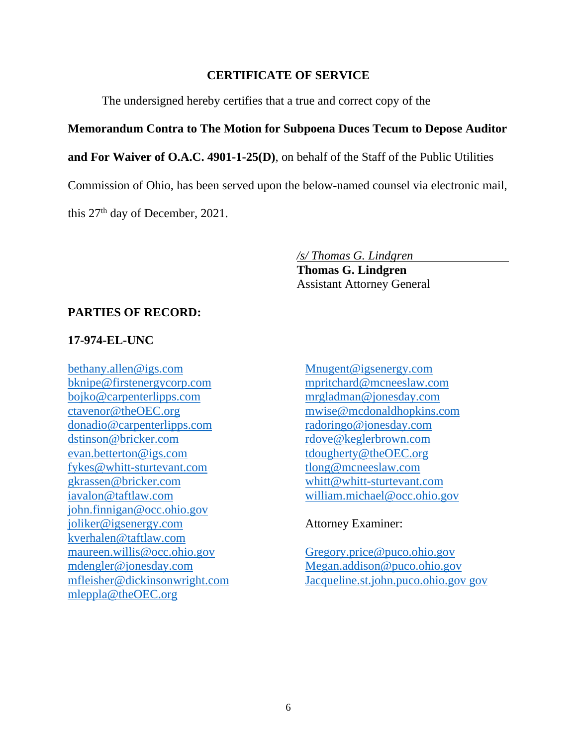## CERTIFICATE OF SERVICE

The undersigned hereby certifies that a true and correct copy of the **Memorandum Contra to The Motion for Subpoena Duces Tecum to Depose Auditor and For Waiver of O.A.C. 4901-1-25(D)**, on behalf of the Staff of the Public Utilities Commission of Ohio, has been served upon the below-named counsel via electronic mail, this 27th day of December, 2021.

*/s/ Thomas G. Lindgren*
**Thomas G. Lindgren**
Assistant Attorney General

**PARTIES OF RECORD:**

**17-974-EL-UNC**

bethany.allen@igs.com
bknipe@firstenergycorp.com
bojko@carpenterlipps.com
ctavenor@theOEC.org
donadio@carpenterlipps.com
dstinson@bricker.com
evan.betterton@igs.com
fykes@whitt-sturtevant.com
gkrassen@bricker.com
iavalon@taftlaw.com
john.finnigan@occ.ohio.gov
joliker@igsenergy.com
kverhalen@taftlaw.com
maureen.willis@occ.ohio.gov
mdengler@jonesday.com
mfleisher@dickinsonwright.com
mleppla@theOEC.org
Mnugent@igsenergy.com
mpritchard@mcneeslaw.com
mrgladman@jonesday.com
mwise@mcdonaldhopkins.com
radoringo@jonesday.com
rdove@keglerbrown.com
tdougherty@theOEC.org
tlong@mcneeslaw.com
whitt@whitt-sturtevant.com
william.michael@occ.ohio.gov

Attorney Examiner:

Gregory.price@puco.ohio.gov
Megan.addison@puco.ohio.gov
Jacqueline.st.john.puco.ohio.gov gov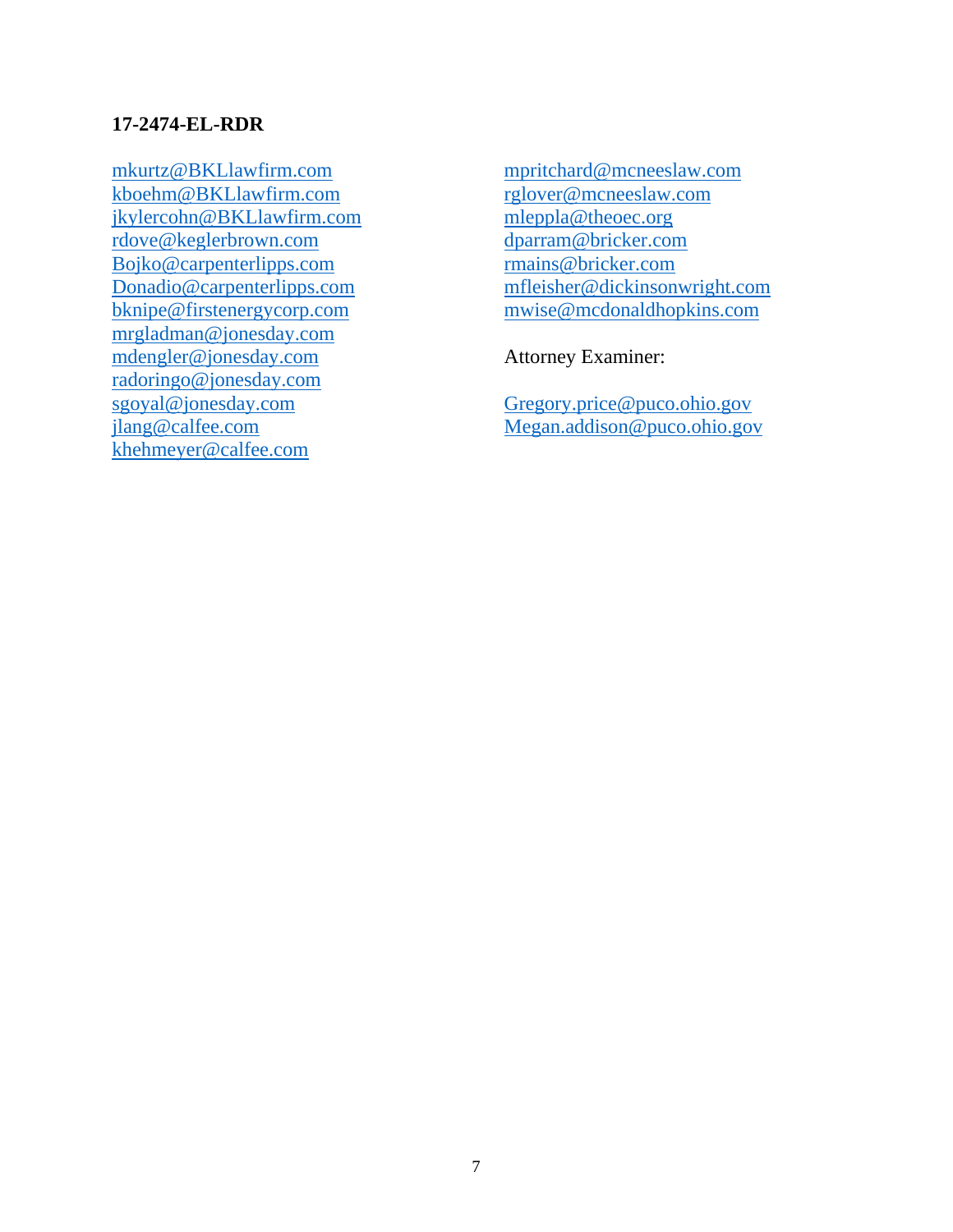**17-2474-EL-RDR**

mkurtz@BKLlawfirm.com
kboehm@BKLlawfirm.com
jkylercohn@BKLlawfirm.com
rdove@keglerbrown.com
Bojko@carpenterlipps.com
Donadio@carpenterlipps.com
bknipe@firstenergycorp.com
mrgladman@jonesday.com
mdengler@jonesday.com
radoringo@jonesday.com
sgoyal@jonesday.com
jlang@calfee.com
khehmeyer@calfee.com

mpritchard@mcneeslaw.com
rglover@mcneeslaw.com
mleppla@theoec.org
dparram@bricker.com
rmains@bricker.com
mfleisher@dickinsonwright.com
mwise@mcdonaldhopkins.com

Attorney Examiner:

Gregory.price@puco.ohio.gov
Megan.addison@puco.ohio.gov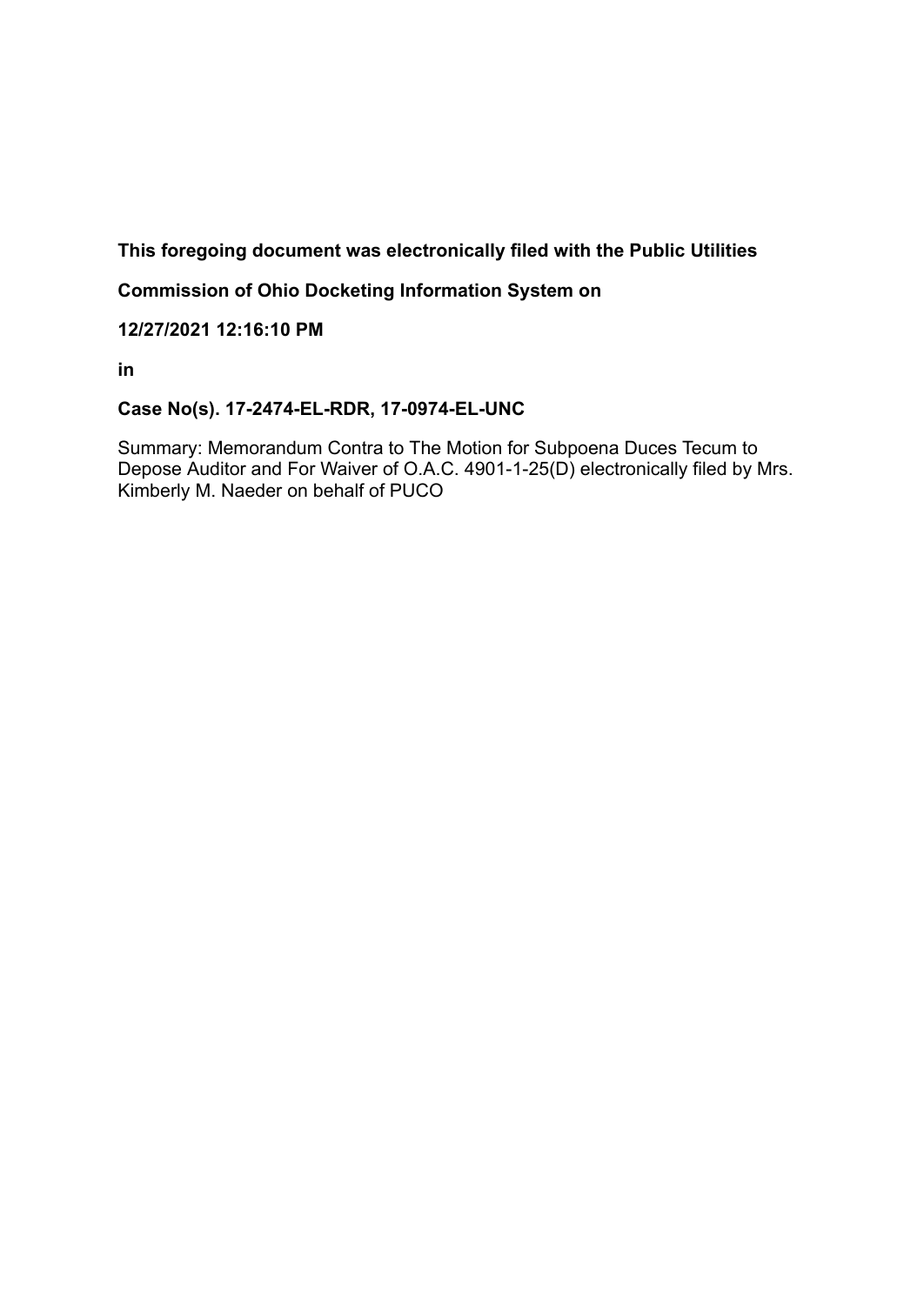**This foregoing document was electronically filed with the Public Utilities**

**Commission of Ohio Docketing Information System on**

**12/27/2021 12:16:10 PM**

**in**

**Case No(s). 17-2474-EL-RDR, 17-0974-EL-UNC**

Summary: Memorandum Contra to The Motion for Subpoena Duces Tecum to Depose Auditor and For Waiver of O.A.C. 4901-1-25(D) electronically filed by Mrs. Kimberly M. Naeder on behalf of PUCO